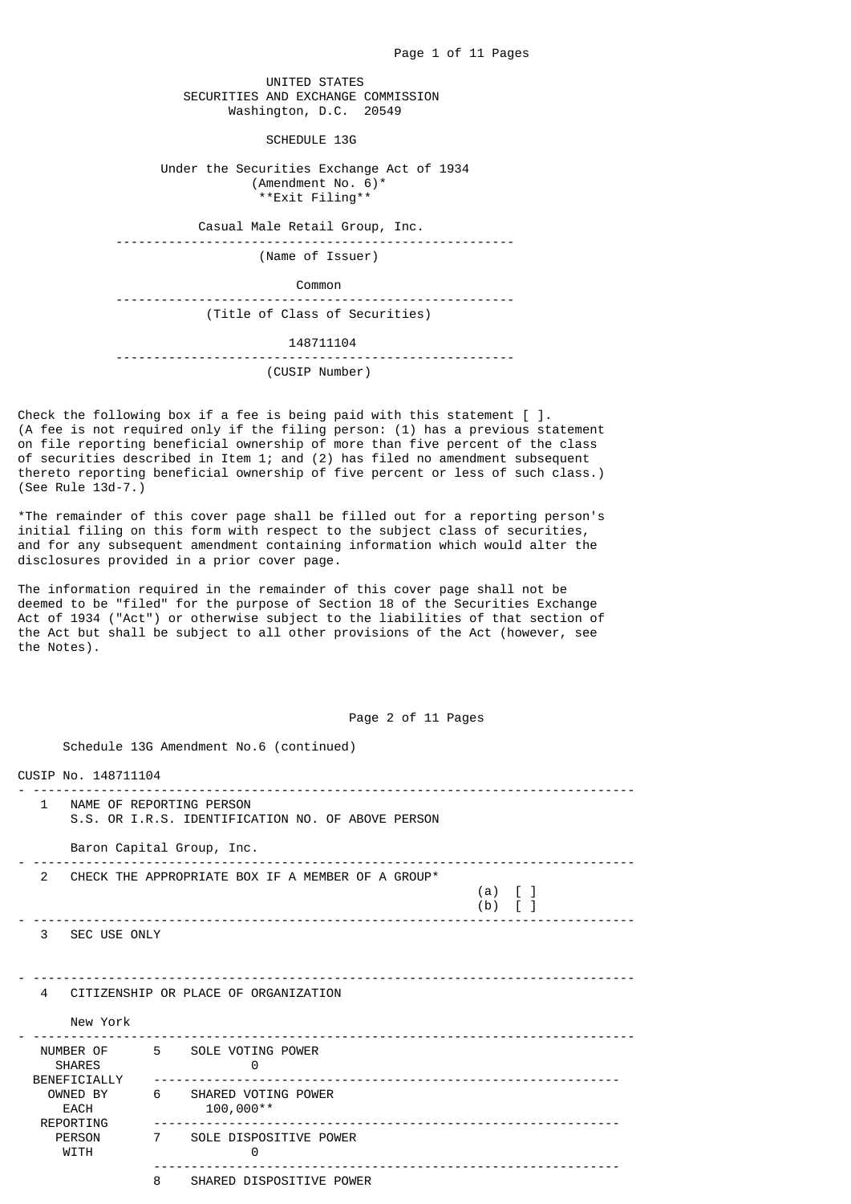UNITED STATES
SECURITIES AND EXCHANGE COMMISSION
Washington, D.C. 20549

# SCHEDULE 13G

Under the Securities Exchange Act of 1934
(Amendment No. 6)*
**Exit Filing**

Casual Male Retail Group, Inc.

(Name of Issuer)

Common

(Title of Class of Securities)

148711104

(CUSIP Number)

Check the following box if a fee is being paid with this statement [ ]. (A fee is not required only if the filing person: (1) has a previous statement on file reporting beneficial ownership of more than five percent of the class of securities described in Item 1; and (2) has filed no amendment subsequent thereto reporting beneficial ownership of five percent or less of such class.) (See Rule 13d-7.)

*The remainder of this cover page shall be filled out for a reporting person's initial filing on this form with respect to the subject class of securities, and for any subsequent amendment containing information which would alter the disclosures provided in a prior cover page.

The information required in the remainder of this cover page shall not be deemed to be "filed" for the purpose of Section 18 of the Securities Exchange Act of 1934 ("Act") or otherwise subject to the liabilities of that section of the Act but shall be subject to all other provisions of the Act (however, see the Notes).

Schedule 13G Amendment No.6 (continued)

CUSIP No. 148711104

| | | |
|---|---|---|
| 1 | NAME OF REPORTING PERSON<br>S.S. OR I.R.S. IDENTIFICATION NO. OF ABOVE PERSON<br><br>Baron Capital Group, Inc. | |
| 2 | CHECK THE APPROPRIATE BOX IF A MEMBER OF A GROUP* | (a) [ ]<br>(b) [ ] |
| 3 | SEC USE ONLY | |
| 4 | CITIZENSHIP OR PLACE OF ORGANIZATION<br><br>New York | |

| NUMBER OF SHARES BENEFICIALLY OWNED BY EACH REPORTING PERSON WITH | | |
|---|---|---|
| | 5 | SOLE VOTING POWER<br>0 |
| | 6 | SHARED VOTING POWER<br>100,000** |
| | 7 | SOLE DISPOSITIVE POWER<br>0 |
| | 8 | SHARED DISPOSITIVE POWER |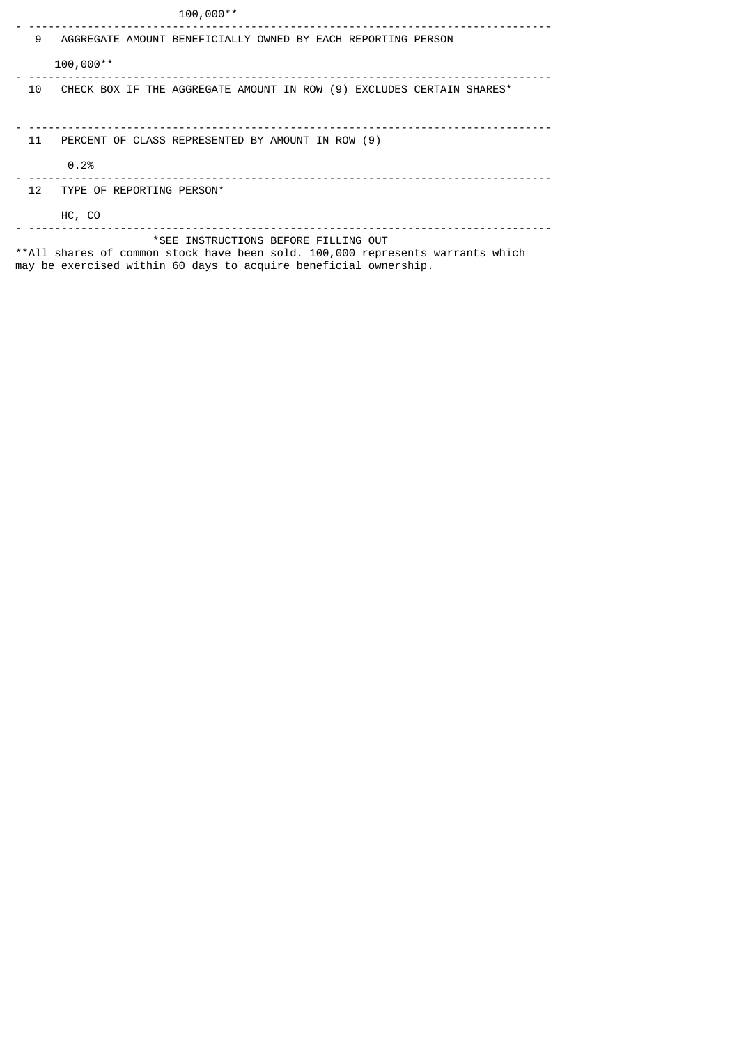100,000**

| | |
|---|---|
| 9 | AGGREGATE AMOUNT BENEFICIALLY OWNED BY EACH REPORTING PERSON<br><br>100,000** |
| 10 | CHECK BOX IF THE AGGREGATE AMOUNT IN ROW (9) EXCLUDES CERTAIN SHARES* |
| 11 | PERCENT OF CLASS REPRESENTED BY AMOUNT IN ROW (9)<br><br>0.2% |
| 12 | TYPE OF REPORTING PERSON*<br><br>HC, CO |

*SEE INSTRUCTIONS BEFORE FILLING OUT

**All shares of common stock have been sold. 100,000 represents warrants which may be exercised within 60 days to acquire beneficial ownership.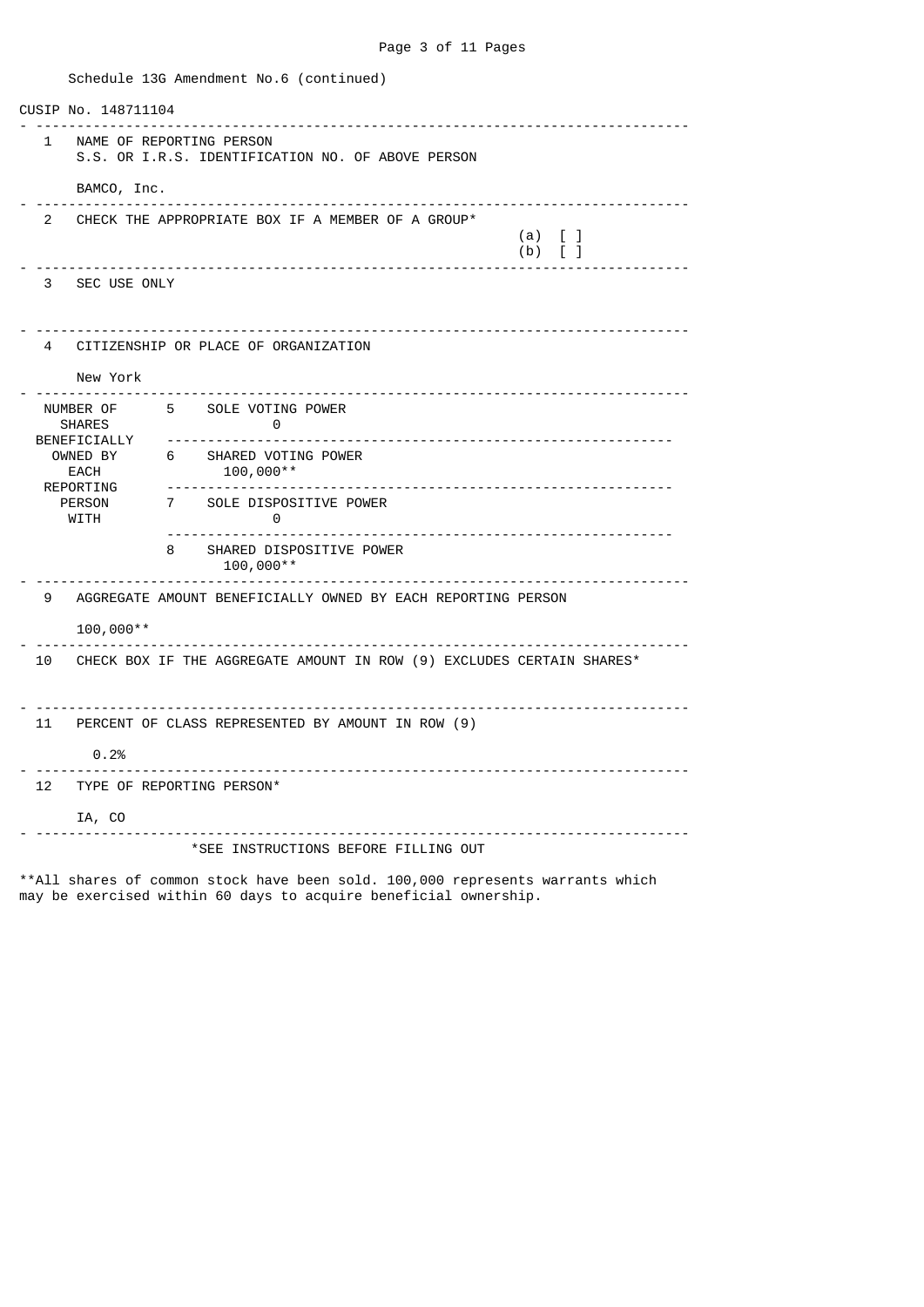Schedule 13G Amendment No.6 (continued)

CUSIP No. 148711104

| | | |
|---|---|---|
| 1 | NAME OF REPORTING PERSON<br>S.S. OR I.R.S. IDENTIFICATION NO. OF ABOVE PERSON<br><br>BAMCO, Inc. | |
| 2 | CHECK THE APPROPRIATE BOX IF A MEMBER OF A GROUP* | (a) [ ]<br>(b) [ ] |
| 3 | SEC USE ONLY | |
| 4 | CITIZENSHIP OR PLACE OF ORGANIZATION<br><br>New York | |

| NUMBER OF SHARES BENEFICIALLY OWNED BY EACH REPORTING PERSON WITH | | |
|---|---|---|
| | 5 | SOLE VOTING POWER<br>0 |
| | 6 | SHARED VOTING POWER<br>100,000** |
| | 7 | SOLE DISPOSITIVE POWER<br>0 |
| | 8 | SHARED DISPOSITIVE POWER<br>100,000** |

| | |
|---|---|
| 9 | AGGREGATE AMOUNT BENEFICIALLY OWNED BY EACH REPORTING PERSON<br><br>100,000** |
| 10 | CHECK BOX IF THE AGGREGATE AMOUNT IN ROW (9) EXCLUDES CERTAIN SHARES* |
| 11 | PERCENT OF CLASS REPRESENTED BY AMOUNT IN ROW (9)<br><br>0.2% |
| 12 | TYPE OF REPORTING PERSON*<br><br>IA, CO |

*SEE INSTRUCTIONS BEFORE FILLING OUT

**All shares of common stock have been sold. 100,000 represents warrants which may be exercised within 60 days to acquire beneficial ownership.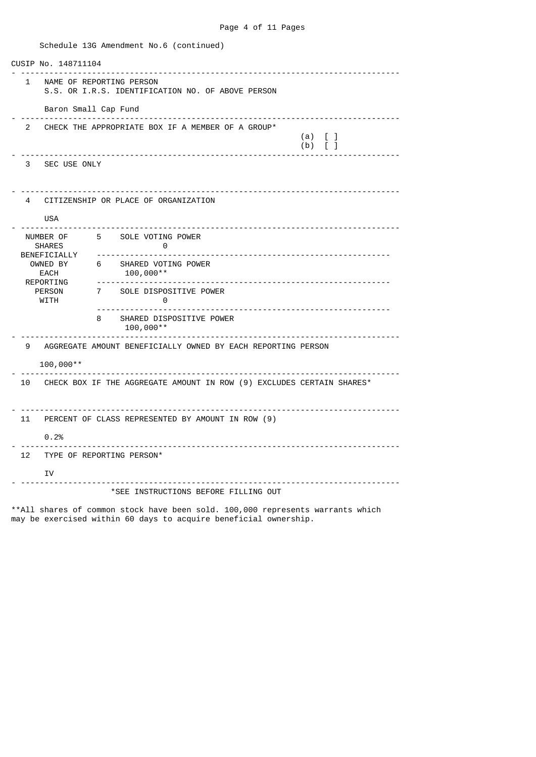Schedule 13G Amendment No.6 (continued)

CUSIP No. 148711104

| | |
|---|---|
| 1 | NAME OF REPORTING PERSON<br>S.S. OR I.R.S. IDENTIFICATION NO. OF ABOVE PERSON<br><br>Baron Small Cap Fund |
| 2 | CHECK THE APPROPRIATE BOX IF A MEMBER OF A GROUP*<br>(a) [ ]<br>(b) [ ] |
| 3 | SEC USE ONLY |
| 4 | CITIZENSHIP OR PLACE OF ORGANIZATION<br><br>USA |

| NUMBER OF SHARES BENEFICIALLY OWNED BY EACH REPORTING PERSON WITH | | |
|---|---|---|
| | 5 | SOLE VOTING POWER<br>0 |
| | 6 | SHARED VOTING POWER<br>100,000** |
| | 7 | SOLE DISPOSITIVE POWER<br>0 |
| | 8 | SHARED DISPOSITIVE POWER<br>100,000** |

| | |
|---|---|
| 9 | AGGREGATE AMOUNT BENEFICIALLY OWNED BY EACH REPORTING PERSON<br><br>100,000** |
| 10 | CHECK BOX IF THE AGGREGATE AMOUNT IN ROW (9) EXCLUDES CERTAIN SHARES* |
| 11 | PERCENT OF CLASS REPRESENTED BY AMOUNT IN ROW (9)<br><br>0.2% |
| 12 | TYPE OF REPORTING PERSON*<br><br>IV |

*SEE INSTRUCTIONS BEFORE FILLING OUT

**All shares of common stock have been sold. 100,000 represents warrants which may be exercised within 60 days to acquire beneficial ownership.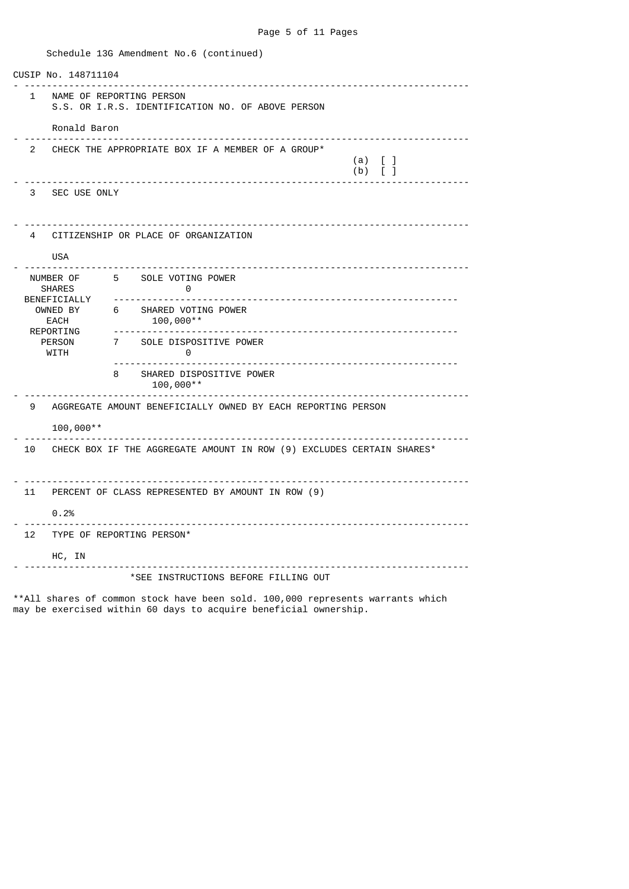Schedule 13G Amendment No.6 (continued)

CUSIP No. 148711104

| | | |
|---|---|---|
| 1 | NAME OF REPORTING PERSON<br>S.S. OR I.R.S. IDENTIFICATION NO. OF ABOVE PERSON<br><br>Ronald Baron | |
| 2 | CHECK THE APPROPRIATE BOX IF A MEMBER OF A GROUP* | (a) [ ]<br>(b) [ ] |
| 3 | SEC USE ONLY | |
| 4 | CITIZENSHIP OR PLACE OF ORGANIZATION<br><br>USA | |

| NUMBER OF SHARES BENEFICIALLY OWNED BY EACH REPORTING PERSON WITH | | |
|---|---|---|
| | 5 | SOLE VOTING POWER<br>0 |
| | 6 | SHARED VOTING POWER<br>100,000** |
| | 7 | SOLE DISPOSITIVE POWER<br>0 |
| | 8 | SHARED DISPOSITIVE POWER<br>100,000** |

| | |
|---|---|
| 9 | AGGREGATE AMOUNT BENEFICIALLY OWNED BY EACH REPORTING PERSON<br><br>100,000** |
| 10 | CHECK BOX IF THE AGGREGATE AMOUNT IN ROW (9) EXCLUDES CERTAIN SHARES* |
| 11 | PERCENT OF CLASS REPRESENTED BY AMOUNT IN ROW (9)<br><br>0.2% |
| 12 | TYPE OF REPORTING PERSON*<br><br>HC, IN |

*SEE INSTRUCTIONS BEFORE FILLING OUT

**All shares of common stock have been sold. 100,000 represents warrants which may be exercised within 60 days to acquire beneficial ownership.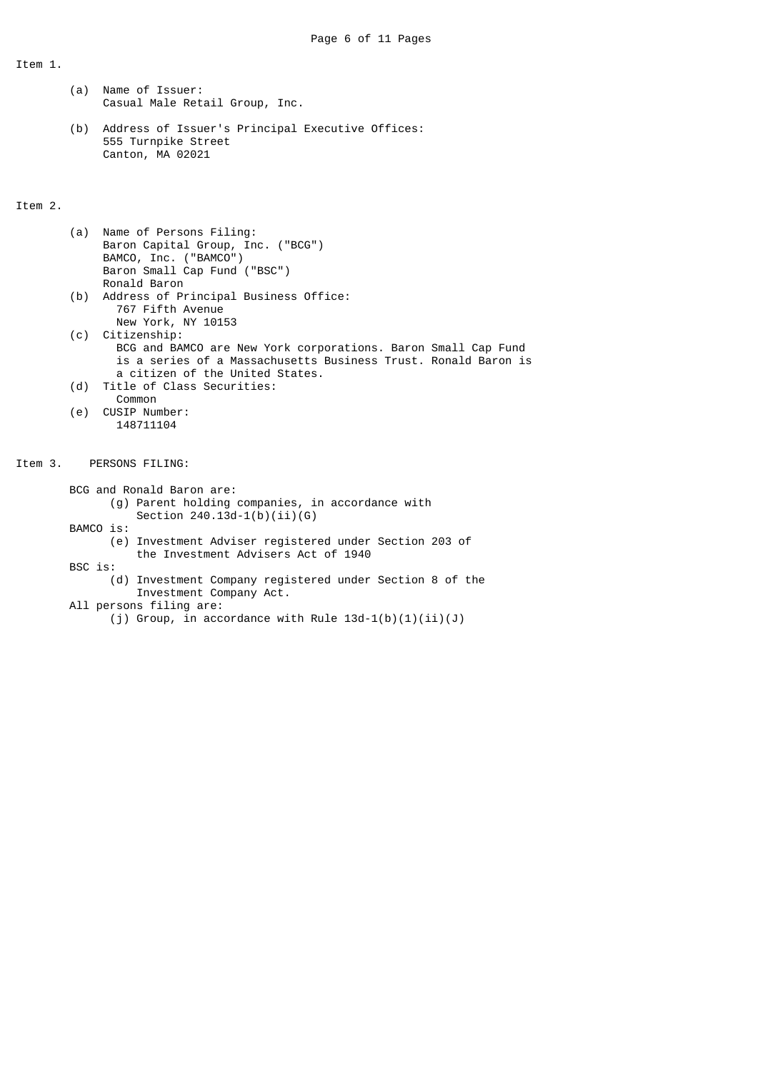Item 1.

(a) Name of Issuer:
Casual Male Retail Group, Inc.

(b) Address of Issuer's Principal Executive Offices:
555 Turnpike Street
Canton, MA 02021

Item 2.

(a) Name of Persons Filing:
Baron Capital Group, Inc. ("BCG")
BAMCO, Inc. ("BAMCO")
Baron Small Cap Fund ("BSC")
Ronald Baron

(b) Address of Principal Business Office:
767 Fifth Avenue
New York, NY 10153

(c) Citizenship:
BCG and BAMCO are New York corporations. Baron Small Cap Fund is a series of a Massachusetts Business Trust. Ronald Baron is a citizen of the United States.

(d) Title of Class Securities:
Common

(e) CUSIP Number:
148711104

Item 3. PERSONS FILING:

BCG and Ronald Baron are:
(g) Parent holding companies, in accordance with Section 240.13d-1(b)(ii)(G)

BAMCO is:
(e) Investment Adviser registered under Section 203 of the Investment Advisers Act of 1940

BSC is:
(d) Investment Company registered under Section 8 of the Investment Company Act.

All persons filing are:
(j) Group, in accordance with Rule 13d-1(b)(1)(ii)(J)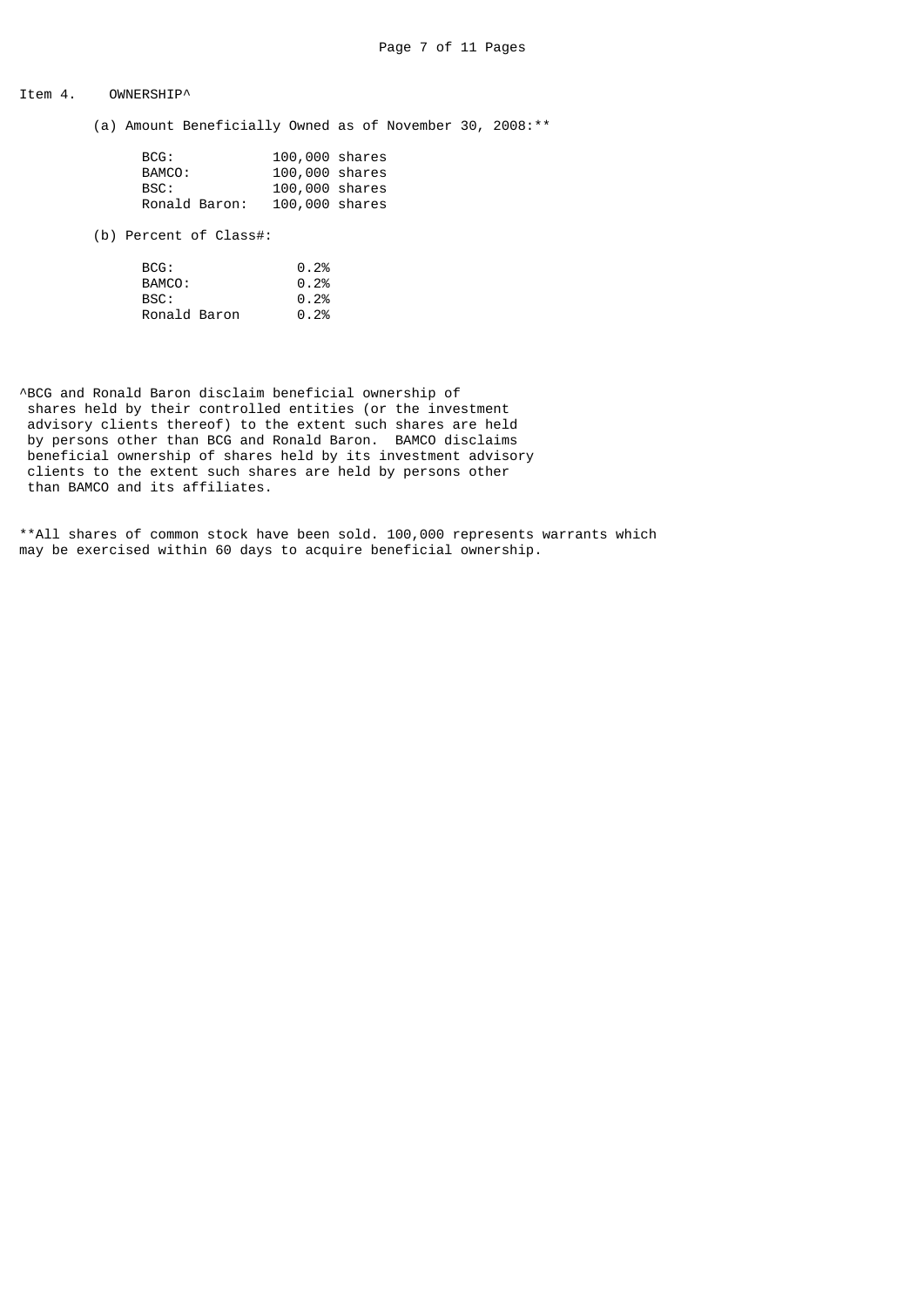Item 4. OWNERSHIP^

(a) Amount Beneficially Owned as of November 30, 2008:**

| | |
|---|---|
| BCG: | 100,000 shares |
| BAMCO: | 100,000 shares |
| BSC: | 100,000 shares |
| Ronald Baron: | 100,000 shares |

(b) Percent of Class#:

| | |
|---|---|
| BCG: | 0.2% |
| BAMCO: | 0.2% |
| BSC: | 0.2% |
| Ronald Baron | 0.2% |

^BCG and Ronald Baron disclaim beneficial ownership of shares held by their controlled entities (or the investment advisory clients thereof) to the extent such shares are held by persons other than BCG and Ronald Baron. BAMCO disclaims beneficial ownership of shares held by its investment advisory clients to the extent such shares are held by persons other than BAMCO and its affiliates.

**All shares of common stock have been sold. 100,000 represents warrants which may be exercised within 60 days to acquire beneficial ownership.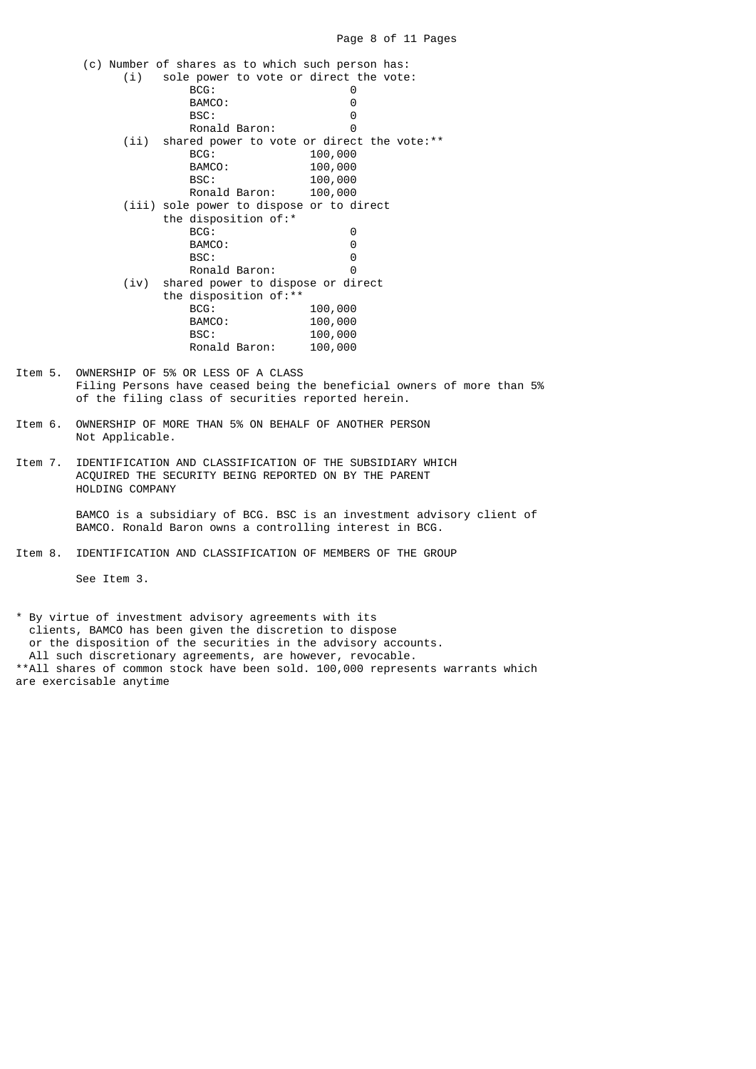(c) Number of shares as to which such person has:

(i) sole power to vote or direct the vote:

| | |
|---|---|
| BCG: | 0 |
| BAMCO: | 0 |
| BSC: | 0 |
| Ronald Baron: | 0 |

(ii) shared power to vote or direct the vote:**

| | |
|---|---|
| BCG: | 100,000 |
| BAMCO: | 100,000 |
| BSC: | 100,000 |
| Ronald Baron: | 100,000 |

(iii) sole power to dispose or to direct the disposition of:*

| | |
|---|---|
| BCG: | 0 |
| BAMCO: | 0 |
| BSC: | 0 |
| Ronald Baron: | 0 |

(iv) shared power to dispose or direct the disposition of:**

| | |
|---|---|
| BCG: | 100,000 |
| BAMCO: | 100,000 |
| BSC: | 100,000 |
| Ronald Baron: | 100,000 |

Item 5. OWNERSHIP OF 5% OR LESS OF A CLASS

Filing Persons have ceased being the beneficial owners of more than 5% of the filing class of securities reported herein.

Item 6. OWNERSHIP OF MORE THAN 5% ON BEHALF OF ANOTHER PERSON

Not Applicable.

Item 7. IDENTIFICATION AND CLASSIFICATION OF THE SUBSIDIARY WHICH ACQUIRED THE SECURITY BEING REPORTED ON BY THE PARENT HOLDING COMPANY

BAMCO is a subsidiary of BCG. BSC is an investment advisory client of BAMCO. Ronald Baron owns a controlling interest in BCG.

Item 8. IDENTIFICATION AND CLASSIFICATION OF MEMBERS OF THE GROUP

See Item 3.

\* By virtue of investment advisory agreements with its clients, BAMCO has been given the discretion to dispose or the disposition of the securities in the advisory accounts. All such discretionary agreements, are however, revocable.

**All shares of common stock have been sold. 100,000 represents warrants which are exercisable anytime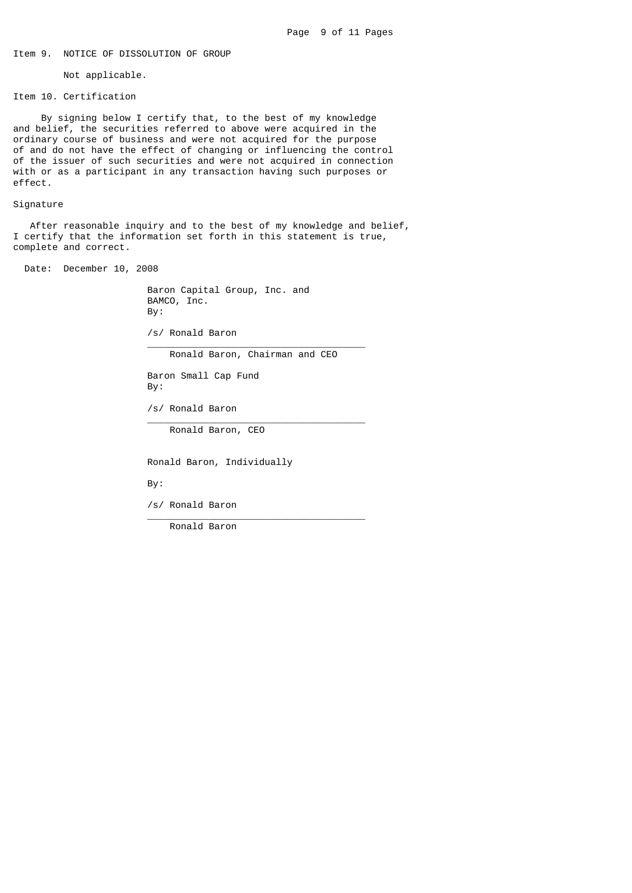Item 9. NOTICE OF DISSOLUTION OF GROUP

Not applicable.

Item 10. Certification

By signing below I certify that, to the best of my knowledge and belief, the securities referred to above were acquired in the ordinary course of business and were not acquired for the purpose of and do not have the effect of changing or influencing the control of the issuer of such securities and were not acquired in connection with or as a participant in any transaction having such purposes or effect.

Signature

After reasonable inquiry and to the best of my knowledge and belief, I certify that the information set forth in this statement is true, complete and correct.

Date: December 10, 2008

Baron Capital Group, Inc. and
BAMCO, Inc.
By:

/s/ Ronald Baron
____________________________________
Ronald Baron, Chairman and CEO

Baron Small Cap Fund
By:

/s/ Ronald Baron
____________________________________
Ronald Baron, CEO

Ronald Baron, Individually

By:

/s/ Ronald Baron
____________________________________
Ronald Baron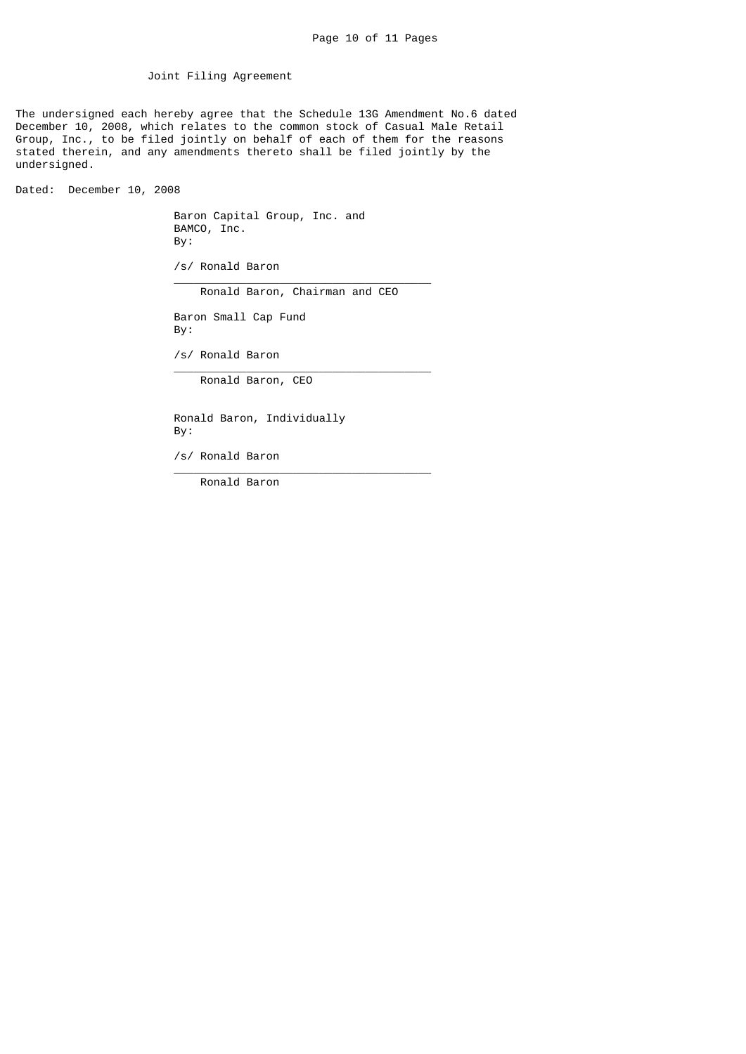# Joint Filing Agreement

The undersigned each hereby agree that the Schedule 13G Amendment No.6 dated December 10, 2008, which relates to the common stock of Casual Male Retail Group, Inc., to be filed jointly on behalf of each of them for the reasons stated therein, and any amendments thereto shall be filed jointly by the undersigned.

Dated: December 10, 2008

Baron Capital Group, Inc. and
BAMCO, Inc.
By:

/s/ Ronald Baron
_____________________________________
Ronald Baron, Chairman and CEO

Baron Small Cap Fund
By:

/s/ Ronald Baron
_____________________________________
Ronald Baron, CEO

Ronald Baron, Individually
By:

/s/ Ronald Baron
_____________________________________
Ronald Baron